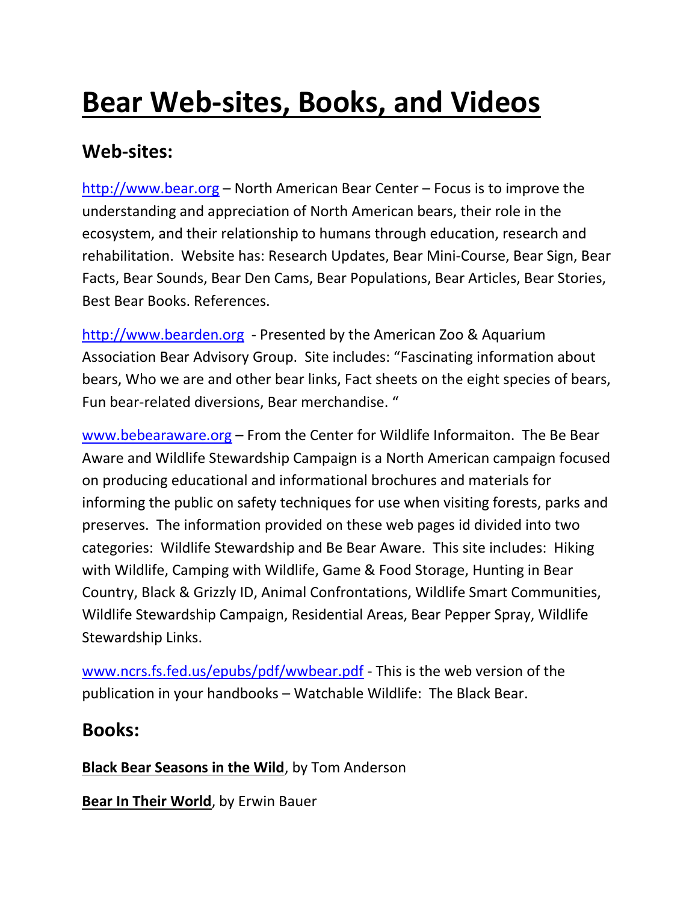# Bear Web-sites, Books, and Videos

## Web-sites:

http://www.bear.org – North American Bear Center – Focus is to improve the understanding and appreciation of North American bears, their role in the ecosystem, and their relationship to humans through education, research and rehabilitation. Website has: Research Updates, Bear Mini-Course, Bear Sign, Bear Facts, Bear Sounds, Bear Den Cams, Bear Populations, Bear Articles, Bear Stories, Best Bear Books. References.

http://www.bearden.org - Presented by the American Zoo & Aquarium Association Bear Advisory Group. Site includes: "Fascinating information about bears, Who we are and other bear links, Fact sheets on the eight species of bears, Fun bear-related diversions, Bear merchandise. "

www.bebearaware.org – From the Center for Wildlife Informaiton. The Be Bear Aware and Wildlife Stewardship Campaign is a North American campaign focused on producing educational and informational brochures and materials for informing the public on safety techniques for use when visiting forests, parks and preserves. The information provided on these web pages id divided into two categories: Wildlife Stewardship and Be Bear Aware. This site includes: Hiking with Wildlife, Camping with Wildlife, Game & Food Storage, Hunting in Bear Country, Black & Grizzly ID, Animal Confrontations, Wildlife Smart Communities, Wildlife Stewardship Campaign, Residential Areas, Bear Pepper Spray, Wildlife Stewardship Links.

www.ncrs.fs.fed.us/epubs/pdf/wwbear.pdf - This is the web version of the publication in your handbooks – Watchable Wildlife: The Black Bear.

## Books:

**Black Bear Seasons in the Wild**, by Tom Anderson

**Bear In Their World**, by Erwin Bauer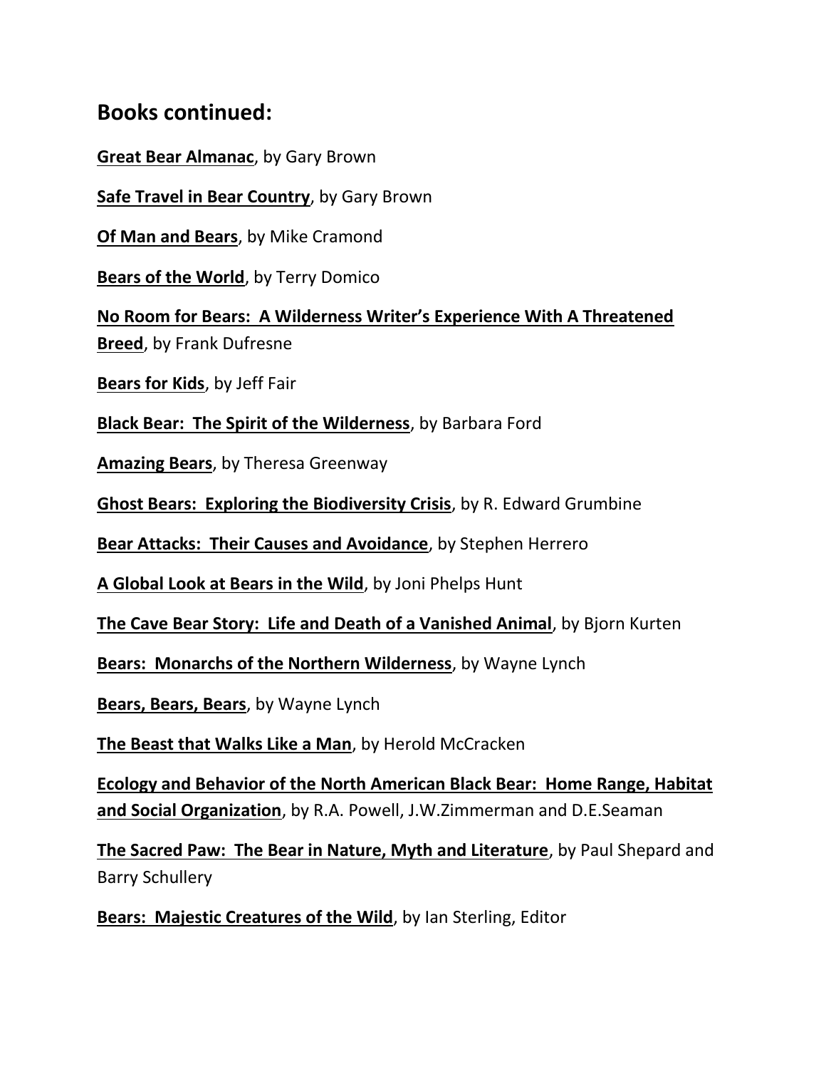## Books continued:

**Great Bear Almanac**, by Gary Brown

**Safe Travel in Bear Country**, by Gary Brown

**Of Man and Bears**, by Mike Cramond

**Bears of the World**, by Terry Domico

**No Room for Bears: A Wilderness Writer's Experience With A Threatened Breed**, by Frank Dufresne

**Bears for Kids**, by Jeff Fair

**Black Bear: The Spirit of the Wilderness**, by Barbara Ford

**Amazing Bears**, by Theresa Greenway

**Ghost Bears: Exploring the Biodiversity Crisis**, by R. Edward Grumbine

**Bear Attacks: Their Causes and Avoidance**, by Stephen Herrero

**A Global Look at Bears in the Wild**, by Joni Phelps Hunt

**The Cave Bear Story: Life and Death of a Vanished Animal**, by Bjorn Kurten

**Bears: Monarchs of the Northern Wilderness**, by Wayne Lynch

**Bears, Bears, Bears**, by Wayne Lynch

**The Beast that Walks Like a Man**, by Herold McCracken

**Ecology and Behavior of the North American Black Bear: Home Range, Habitat and Social Organization**, by R.A. Powell, J.W.Zimmerman and D.E.Seaman

**The Sacred Paw: The Bear in Nature, Myth and Literature**, by Paul Shepard and Barry Schullery

**Bears: Majestic Creatures of the Wild**, by Ian Sterling, Editor